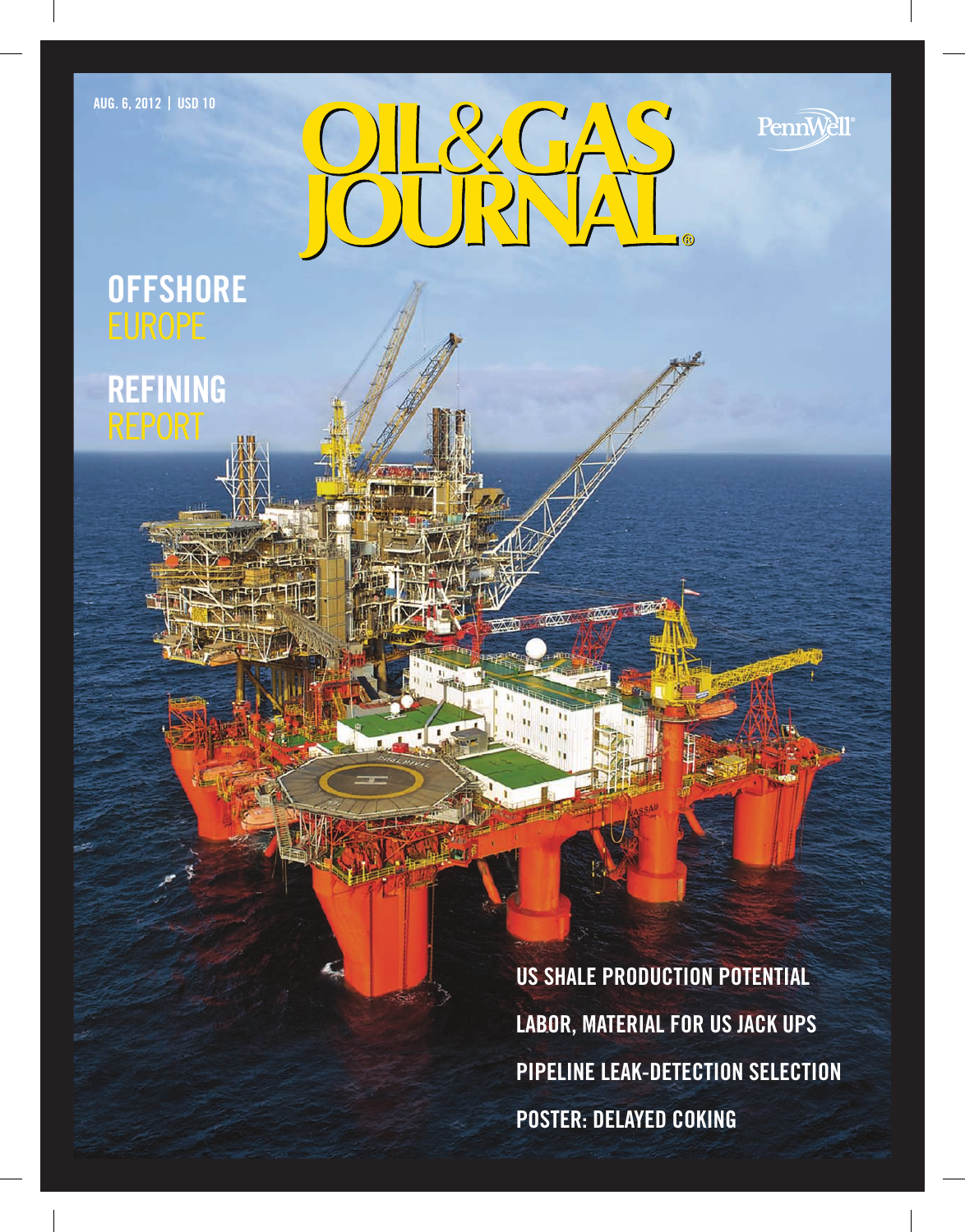AUG. 6, 2012 | USD 10

# OIL&GAS JOURNAL

PennWell

## OFFSHORE EUROPE

## REFINING REPORT

US SHALE PRODUCTION POTENTIAL

LABOR, MATERIAL FOR US JACK UPS

PIPELINE LEAK-DETECTION SELECTION

POSTER: DELAYED COKING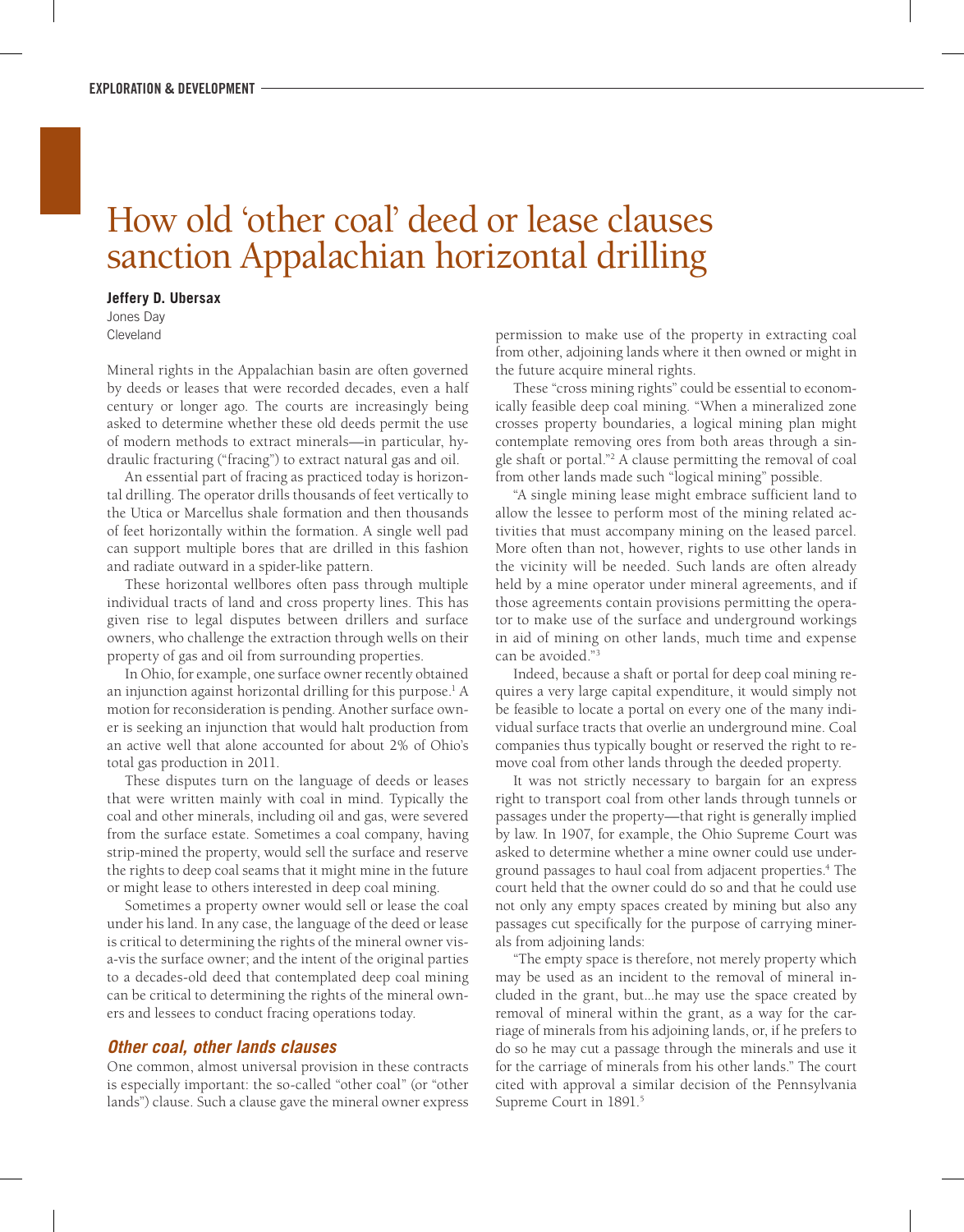# How old 'other coal' deed or lease clauses sanction Appalachian horizontal drilling

**Jeffery D. Ubersax**
Jones Day
Cleveland

Mineral rights in the Appalachian basin are often governed by deeds or leases that were recorded decades, even a half century or longer ago. The courts are increasingly being asked to determine whether these old deeds permit the use of modern methods to extract minerals—in particular, hydraulic fracturing ("fracing") to extract natural gas and oil.

An essential part of fracing as practiced today is horizontal drilling. The operator drills thousands of feet vertically to the Utica or Marcellus shale formation and then thousands of feet horizontally within the formation. A single well pad can support multiple bores that are drilled in this fashion and radiate outward in a spider-like pattern.

These horizontal wellbores often pass through multiple individual tracts of land and cross property lines. This has given rise to legal disputes between drillers and surface owners, who challenge the extraction through wells on their property of gas and oil from surrounding properties.

In Ohio, for example, one surface owner recently obtained an injunction against horizontal drilling for this purpose.[1] A motion for reconsideration is pending. Another surface owner is seeking an injunction that would halt production from an active well that alone accounted for about 2% of Ohio's total gas production in 2011.

These disputes turn on the language of deeds or leases that were written mainly with coal in mind. Typically the coal and other minerals, including oil and gas, were severed from the surface estate. Sometimes a coal company, having strip-mined the property, would sell the surface and reserve the rights to deep coal seams that it might mine in the future or might lease to others interested in deep coal mining.

Sometimes a property owner would sell or lease the coal under his land. In any case, the language of the deed or lease is critical to determining the rights of the mineral owner vis-a-vis the surface owner; and the intent of the original parties to a decades-old deed that contemplated deep coal mining can be critical to determining the rights of the mineral owners and lessees to conduct fracing operations today.

### *Other coal, other lands clauses*

One common, almost universal provision in these contracts is especially important: the so-called "other coal" (or "other lands") clause. Such a clause gave the mineral owner express permission to make use of the property in extracting coal from other, adjoining lands where it then owned or might in the future acquire mineral rights.

These "cross mining rights" could be essential to economically feasible deep coal mining. "When a mineralized zone crosses property boundaries, a logical mining plan might contemplate removing ores from both areas through a single shaft or portal."[2] A clause permitting the removal of coal from other lands made such "logical mining" possible.

"A single mining lease might embrace sufficient land to allow the lessee to perform most of the mining related activities that must accompany mining on the leased parcel. More often than not, however, rights to use other lands in the vicinity will be needed. Such lands are often already held by a mine operator under mineral agreements, and if those agreements contain provisions permitting the operator to make use of the surface and underground workings in aid of mining on other lands, much time and expense can be avoided."[3]

Indeed, because a shaft or portal for deep coal mining requires a very large capital expenditure, it would simply not be feasible to locate a portal on every one of the many individual surface tracts that overlie an underground mine. Coal companies thus typically bought or reserved the right to remove coal from other lands through the deeded property.

It was not strictly necessary to bargain for an express right to transport coal from other lands through tunnels or passages under the property—that right is generally implied by law. In 1907, for example, the Ohio Supreme Court was asked to determine whether a mine owner could use underground passages to haul coal from adjacent properties.[4] The court held that the owner could do so and that he could use not only any empty spaces created by mining but also any passages cut specifically for the purpose of carrying minerals from adjoining lands:

"The empty space is therefore, not merely property which may be used as an incident to the removal of mineral included in the grant, but...he may use the space created by removal of mineral within the grant, as a way for the carriage of minerals from his adjoining lands, or, if he prefers to do so he may cut a passage through the minerals and use it for the carriage of minerals from his other lands." The court cited with approval a similar decision of the Pennsylvania Supreme Court in 1891.[5]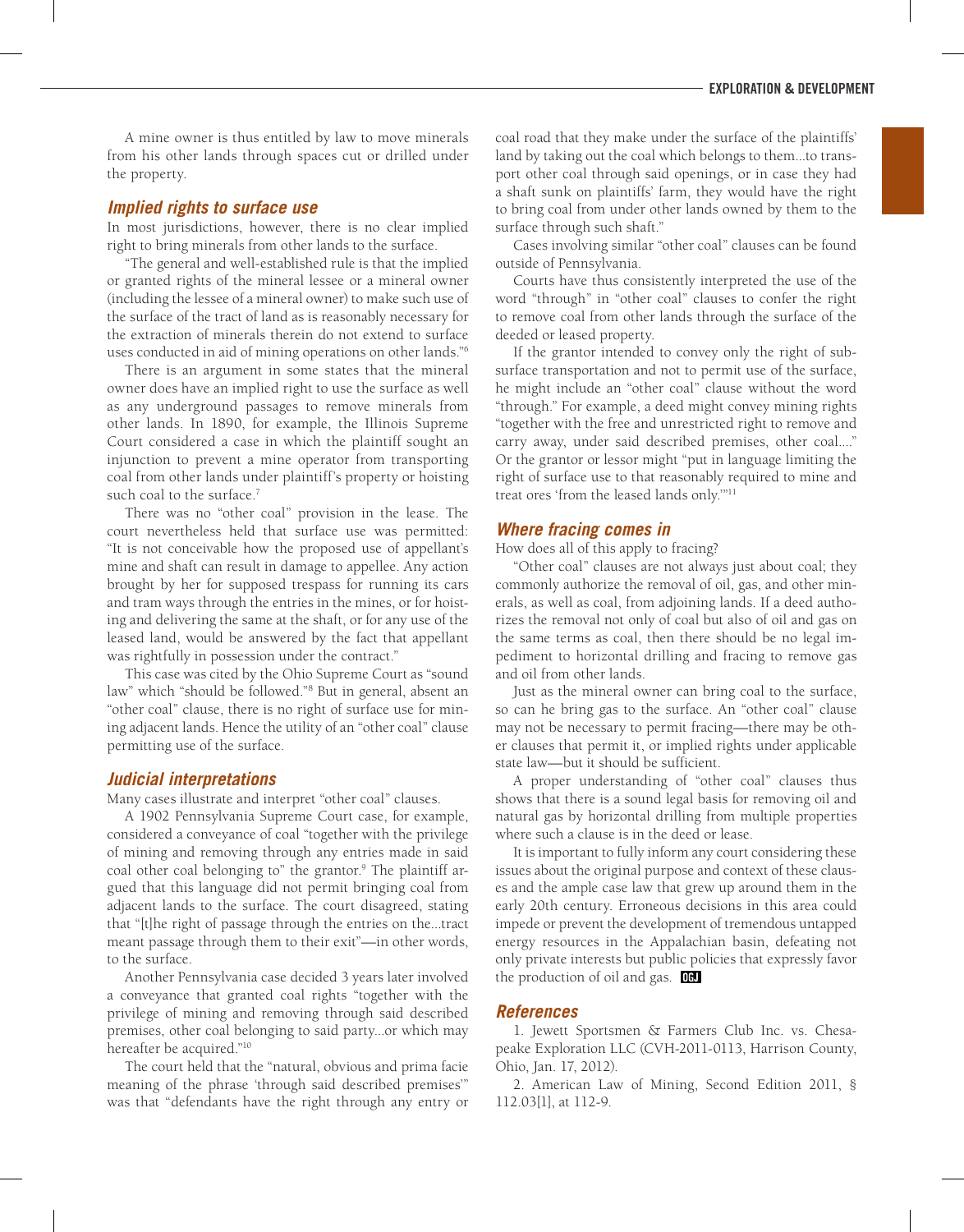A mine owner is thus entitled by law to move minerals from his other lands through spaces cut or drilled under the property.

### Implied rights to surface use

In most jurisdictions, however, there is no clear implied right to bring minerals from other lands to the surface.

"The general and well-established rule is that the implied or granted rights of the mineral lessee or a mineral owner (including the lessee of a mineral owner) to make such use of the surface of the tract of land as is reasonably necessary for the extraction of minerals therein do not extend to surface uses conducted in aid of mining operations on other lands."[6]

There is an argument in some states that the mineral owner does have an implied right to use the surface as well as any underground passages to remove minerals from other lands. In 1890, for example, the Illinois Supreme Court considered a case in which the plaintiff sought an injunction to prevent a mine operator from transporting coal from other lands under plaintiff's property or hoisting such coal to the surface.[7]

There was no "other coal" provision in the lease. The court nevertheless held that surface use was permitted: "It is not conceivable how the proposed use of appellant's mine and shaft can result in damage to appellee. Any action brought by her for supposed trespass for running its cars and tram ways through the entries in the mines, or for hoisting and delivering the same at the shaft, or for any use of the leased land, would be answered by the fact that appellant was rightfully in possession under the contract."

This case was cited by the Ohio Supreme Court as "sound law" which "should be followed."[8] But in general, absent an "other coal" clause, there is no right of surface use for mining adjacent lands. Hence the utility of an "other coal" clause permitting use of the surface.

### Judicial interpretations

Many cases illustrate and interpret "other coal" clauses.

A 1902 Pennsylvania Supreme Court case, for example, considered a conveyance of coal "together with the privilege of mining and removing through any entries made in said coal other coal belonging to" the grantor.[9] The plaintiff argued that this language did not permit bringing coal from adjacent lands to the surface. The court disagreed, stating that "[t]he right of passage through the entries on the...tract meant passage through them to their exit"—in other words, to the surface.

Another Pennsylvania case decided 3 years later involved a conveyance that granted coal rights "together with the privilege of mining and removing through said described premises, other coal belonging to said party...or which may hereafter be acquired."[10]

The court held that the "natural, obvious and prima facie meaning of the phrase 'through said described premises'" was that "defendants have the right through any entry or coal road that they make under the surface of the plaintiffs' land by taking out the coal which belongs to them...to transport other coal through said openings, or in case they had a shaft sunk on plaintiffs' farm, they would have the right to bring coal from under other lands owned by them to the surface through such shaft."

Cases involving similar "other coal" clauses can be found outside of Pennsylvania.

Courts have thus consistently interpreted the use of the word "through" in "other coal" clauses to confer the right to remove coal from other lands through the surface of the deeded or leased property.

If the grantor intended to convey only the right of subsurface transportation and not to permit use of the surface, he might include an "other coal" clause without the word "through." For example, a deed might convey mining rights "together with the free and unrestricted right to remove and carry away, under said described premises, other coal...." Or the grantor or lessor might "put in language limiting the right of surface use to that reasonably required to mine and treat ores 'from the leased lands only.'"[11]

### Where fracing comes in

How does all of this apply to fracing?

"Other coal" clauses are not always just about coal; they commonly authorize the removal of oil, gas, and other minerals, as well as coal, from adjoining lands. If a deed authorizes the removal not only of coal but also of oil and gas on the same terms as coal, then there should be no legal impediment to horizontal drilling and fracing to remove gas and oil from other lands.

Just as the mineral owner can bring coal to the surface, so can he bring gas to the surface. An "other coal" clause may not be necessary to permit fracing—there may be other clauses that permit it, or implied rights under applicable state law—but it should be sufficient.

A proper understanding of "other coal" clauses thus shows that there is a sound legal basis for removing oil and natural gas by horizontal drilling from multiple properties where such a clause is in the deed or lease.

It is important to fully inform any court considering these issues about the original purpose and context of these clauses and the ample case law that grew up around them in the early 20th century. Erroneous decisions in this area could impede or prevent the development of tremendous untapped energy resources in the Appalachian basin, defeating not only private interests but public policies that expressly favor the production of oil and gas. OGJ

### References

1. Jewett Sportsmen & Farmers Club Inc. vs. Chesapeake Exploration LLC (CVH-2011-0113, Harrison County, Ohio, Jan. 17, 2012).

2. American Law of Mining, Second Edition 2011, § 112.03[1], at 112-9.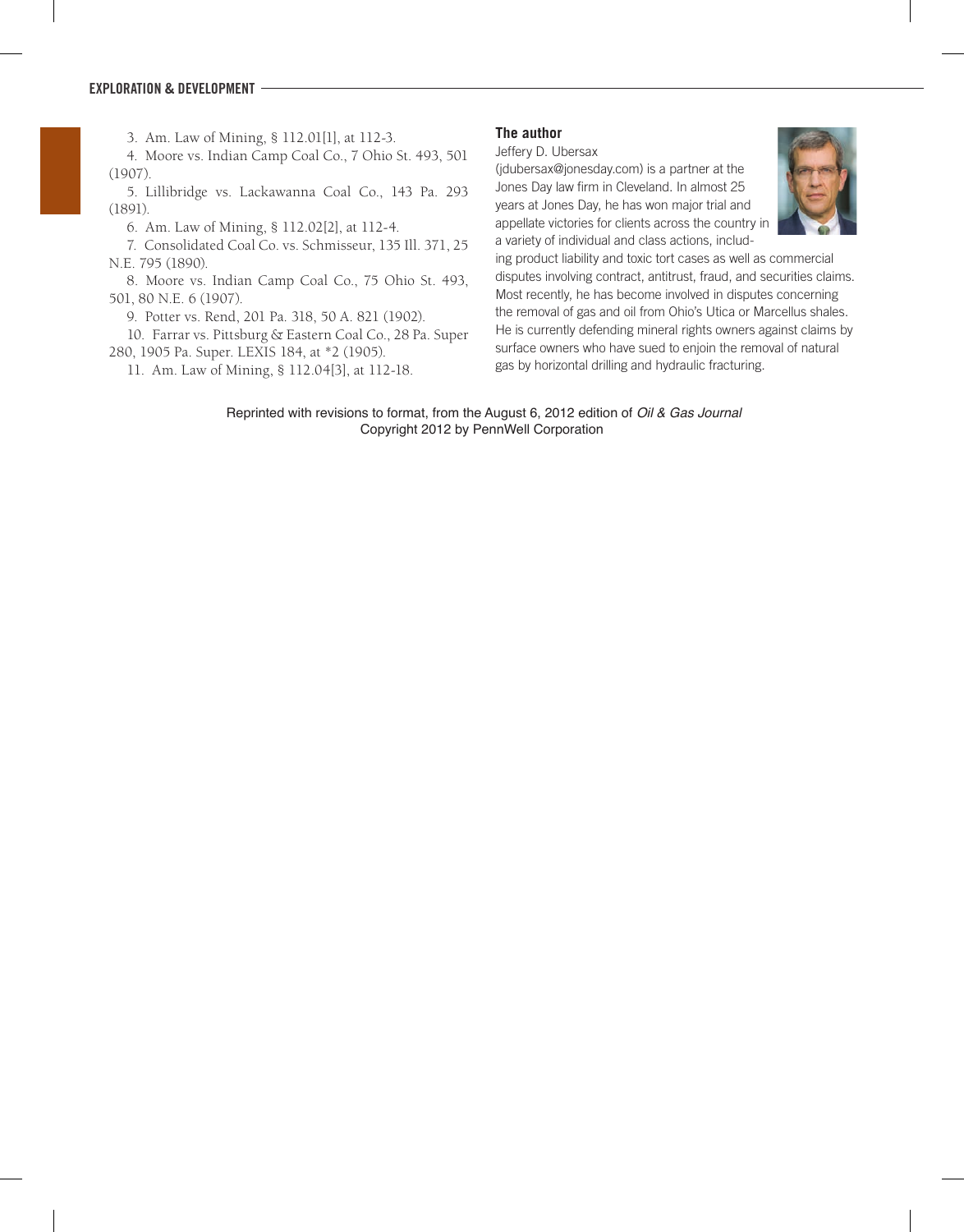3. Am. Law of Mining, § 112.01[1], at 112-3.

4. Moore vs. Indian Camp Coal Co., 7 Ohio St. 493, 501 (1907).

5. Lillibridge vs. Lackawanna Coal Co., 143 Pa. 293 (1891).

6. Am. Law of Mining, § 112.02[2], at 112-4.

7. Consolidated Coal Co. vs. Schmisseur, 135 Ill. 371, 25 N.E. 795 (1890).

8. Moore vs. Indian Camp Coal Co., 75 Ohio St. 493, 501, 80 N.E. 6 (1907).

9. Potter vs. Rend, 201 Pa. 318, 50 A. 821 (1902).

10. Farrar vs. Pittsburg & Eastern Coal Co., 28 Pa. Super 280, 1905 Pa. Super. LEXIS 184, at *2 (1905).

11. Am. Law of Mining, § 112.04[3], at 112-18.

### The author

Jeffery D. Ubersax (jdubersax@jonesday.com) is a partner at the Jones Day law firm in Cleveland. In almost 25 years at Jones Day, he has won major trial and appellate victories for clients across the country in a variety of individual and class actions, including product liability and toxic tort cases as well as commercial disputes involving contract, antitrust, fraud, and securities claims. Most recently, he has become involved in disputes concerning the removal of gas and oil from Ohio's Utica or Marcellus shales. He is currently defending mineral rights owners against claims by surface owners who have sued to enjoin the removal of natural gas by horizontal drilling and hydraulic fracturing.

Reprinted with revisions to format, from the August 6, 2012 edition of *Oil & Gas Journal*
Copyright 2012 by PennWell Corporation